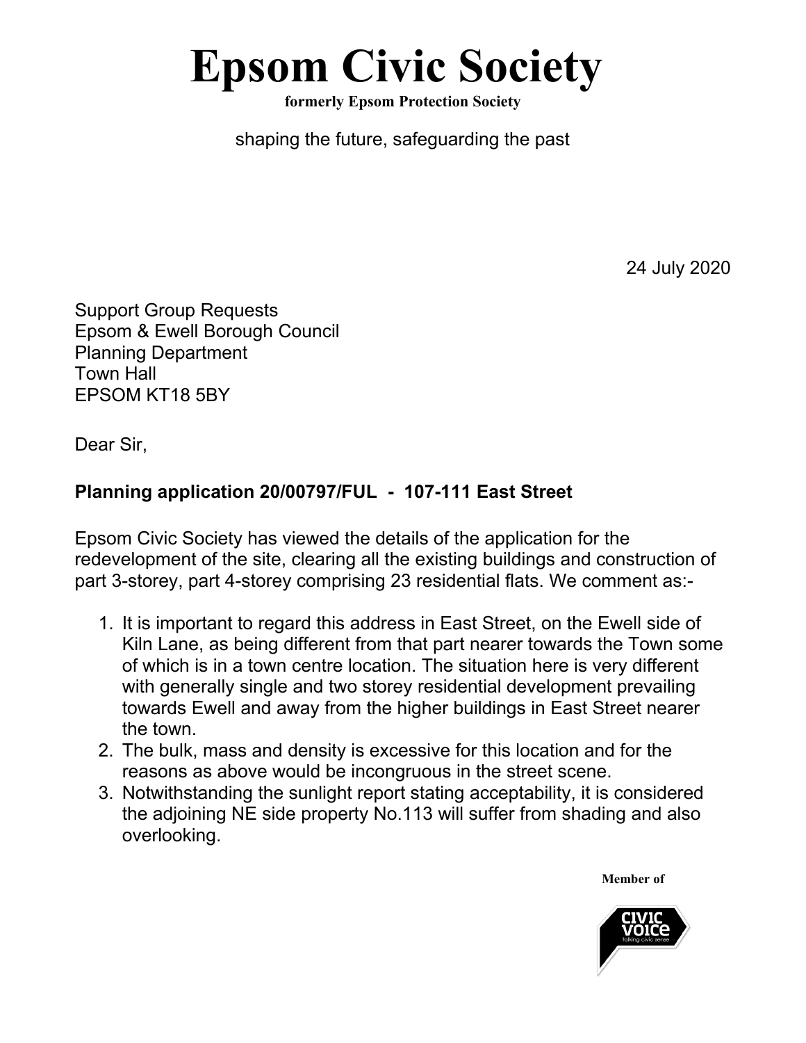# Epsom Civic Society

**formerly Epsom Protection Society**

shaping the future, safeguarding the past

24 July 2020

Support Group Requests
Epsom & Ewell Borough Council
Planning Department
Town Hall
EPSOM KT18 5BY

Dear Sir,

**Planning application 20/00797/FUL - 107-111 East Street**

Epsom Civic Society has viewed the details of the application for the redevelopment of the site, clearing all the existing buildings and construction of part 3-storey, part 4-storey comprising 23 residential flats. We comment as:-

1. It is important to regard this address in East Street, on the Ewell side of Kiln Lane, as being different from that part nearer towards the Town some of which is in a town centre location. The situation here is very different with generally single and two storey residential development prevailing towards Ewell and away from the higher buildings in East Street nearer the town.
2. The bulk, mass and density is excessive for this location and for the reasons as above would be incongruous in the street scene.
3. Notwithstanding the sunlight report stating acceptability, it is considered the adjoining NE side property No.113 will suffer from shading and also overlooking.

**Member of**

CIVIC VOICE
talking civic sense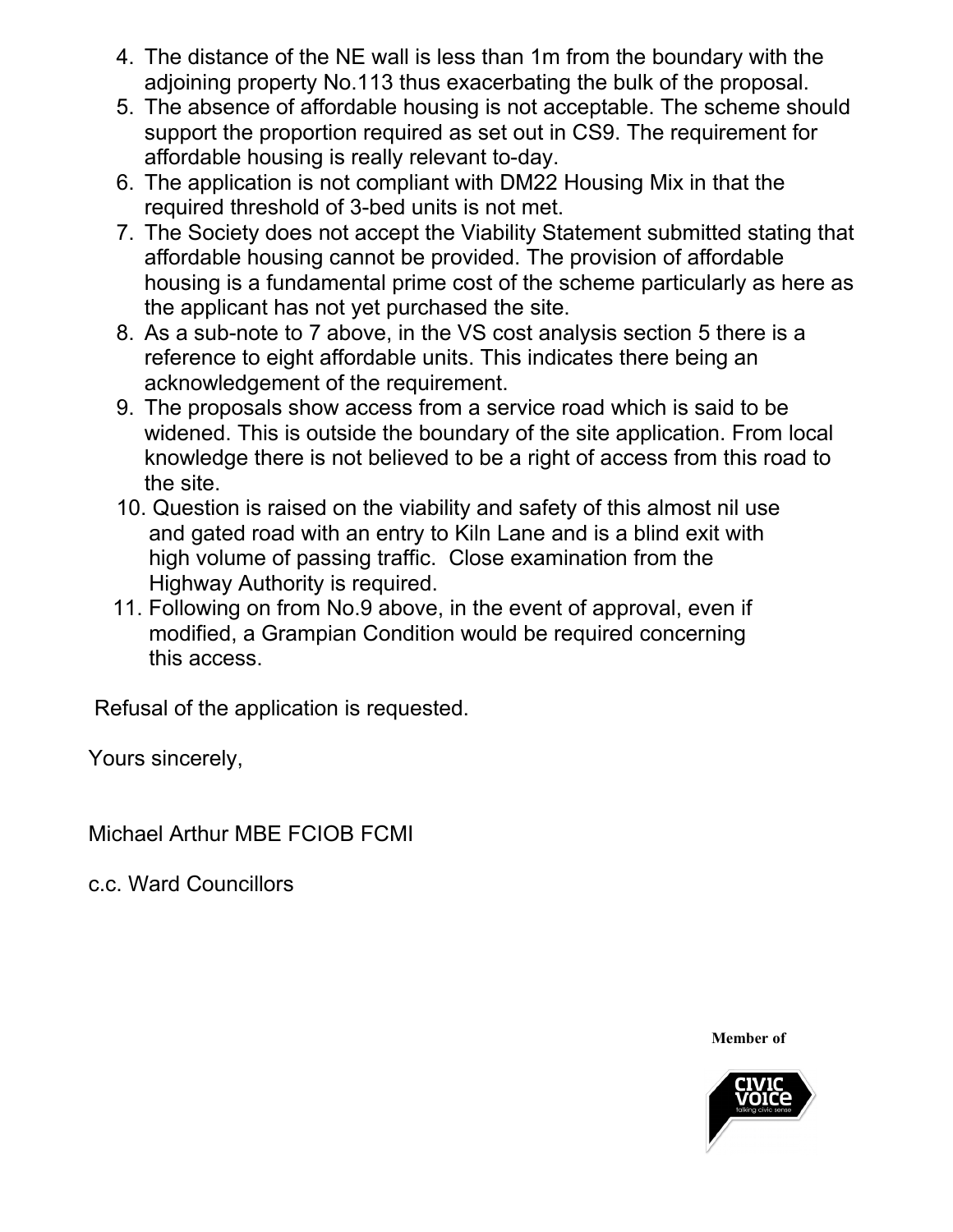4. The distance of the NE wall is less than 1m from the boundary with the adjoining property No.113 thus exacerbating the bulk of the proposal.
5. The absence of affordable housing is not acceptable. The scheme should support the proportion required as set out in CS9. The requirement for affordable housing is really relevant to-day.
6. The application is not compliant with DM22 Housing Mix in that the required threshold of 3-bed units is not met.
7. The Society does not accept the Viability Statement submitted stating that affordable housing cannot be provided. The provision of affordable housing is a fundamental prime cost of the scheme particularly as here as the applicant has not yet purchased the site.
8. As a sub-note to 7 above, in the VS cost analysis section 5 there is a reference to eight affordable units. This indicates there being an acknowledgement of the requirement.
9. The proposals show access from a service road which is said to be widened. This is outside the boundary of the site application. From local knowledge there is not believed to be a right of access from this road to the site.
10. Question is raised on the viability and safety of this almost nil use and gated road with an entry to Kiln Lane and is a blind exit with high volume of passing traffic. Close examination from the Highway Authority is required.
11. Following on from No.9 above, in the event of approval, even if modified, a Grampian Condition would be required concerning this access.

Refusal of the application is requested.

Yours sincerely,

Michael Arthur MBE FCIOB FCMI

c.c. Ward Councillors

**Member of**

CIVIC VOICE
talking civic sense